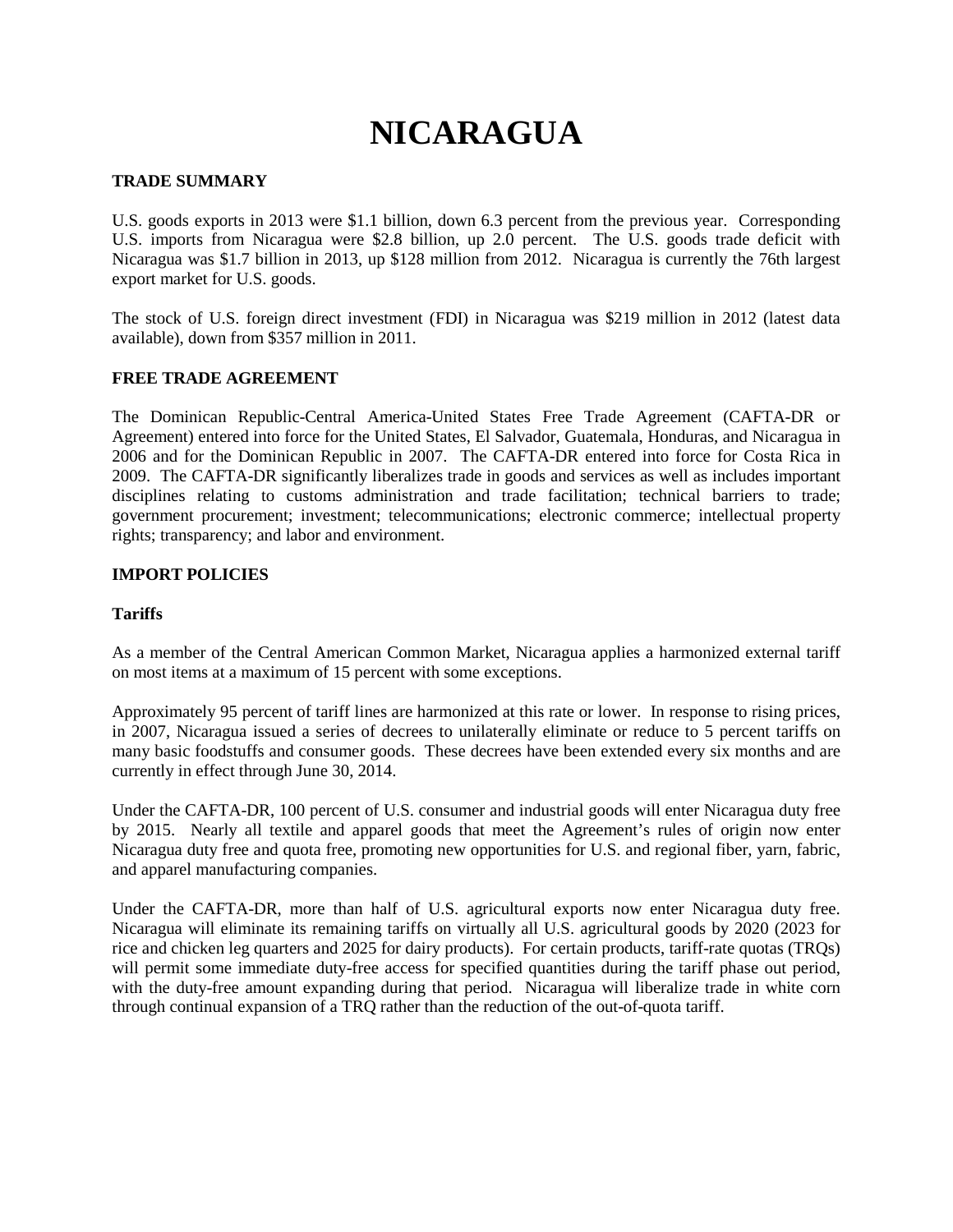# NICARAGUA

## TRADE SUMMARY

U.S. goods exports in 2013 were $1.1 billion, down 6.3 percent from the previous year. Corresponding U.S. imports from Nicaragua were $2.8 billion, up 2.0 percent. The U.S. goods trade deficit with Nicaragua was $1.7 billion in 2013, up $128 million from 2012. Nicaragua is currently the 76th largest export market for U.S. goods.

The stock of U.S. foreign direct investment (FDI) in Nicaragua was $219 million in 2012 (latest data available), down from $357 million in 2011.

## FREE TRADE AGREEMENT

The Dominican Republic-Central America-United States Free Trade Agreement (CAFTA-DR or Agreement) entered into force for the United States, El Salvador, Guatemala, Honduras, and Nicaragua in 2006 and for the Dominican Republic in 2007. The CAFTA-DR entered into force for Costa Rica in 2009. The CAFTA-DR significantly liberalizes trade in goods and services as well as includes important disciplines relating to customs administration and trade facilitation; technical barriers to trade; government procurement; investment; telecommunications; electronic commerce; intellectual property rights; transparency; and labor and environment.

## IMPORT POLICIES

### Tariffs

As a member of the Central American Common Market, Nicaragua applies a harmonized external tariff on most items at a maximum of 15 percent with some exceptions.

Approximately 95 percent of tariff lines are harmonized at this rate or lower. In response to rising prices, in 2007, Nicaragua issued a series of decrees to unilaterally eliminate or reduce to 5 percent tariffs on many basic foodstuffs and consumer goods. These decrees have been extended every six months and are currently in effect through June 30, 2014.

Under the CAFTA-DR, 100 percent of U.S. consumer and industrial goods will enter Nicaragua duty free by 2015. Nearly all textile and apparel goods that meet the Agreement's rules of origin now enter Nicaragua duty free and quota free, promoting new opportunities for U.S. and regional fiber, yarn, fabric, and apparel manufacturing companies.

Under the CAFTA-DR, more than half of U.S. agricultural exports now enter Nicaragua duty free. Nicaragua will eliminate its remaining tariffs on virtually all U.S. agricultural goods by 2020 (2023 for rice and chicken leg quarters and 2025 for dairy products). For certain products, tariff-rate quotas (TRQs) will permit some immediate duty-free access for specified quantities during the tariff phase out period, with the duty-free amount expanding during that period. Nicaragua will liberalize trade in white corn through continual expansion of a TRQ rather than the reduction of the out-of-quota tariff.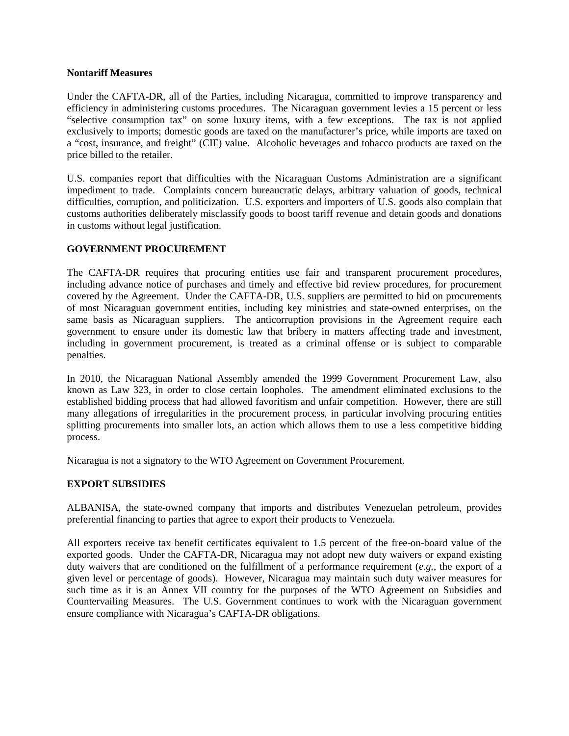**Nontariff Measures**

Under the CAFTA-DR, all of the Parties, including Nicaragua, committed to improve transparency and efficiency in administering customs procedures. The Nicaraguan government levies a 15 percent or less "selective consumption tax" on some luxury items, with a few exceptions. The tax is not applied exclusively to imports; domestic goods are taxed on the manufacturer's price, while imports are taxed on a "cost, insurance, and freight" (CIF) value. Alcoholic beverages and tobacco products are taxed on the price billed to the retailer.

U.S. companies report that difficulties with the Nicaraguan Customs Administration are a significant impediment to trade. Complaints concern bureaucratic delays, arbitrary valuation of goods, technical difficulties, corruption, and politicization. U.S. exporters and importers of U.S. goods also complain that customs authorities deliberately misclassify goods to boost tariff revenue and detain goods and donations in customs without legal justification.

## GOVERNMENT PROCUREMENT

The CAFTA-DR requires that procuring entities use fair and transparent procurement procedures, including advance notice of purchases and timely and effective bid review procedures, for procurement covered by the Agreement. Under the CAFTA-DR, U.S. suppliers are permitted to bid on procurements of most Nicaraguan government entities, including key ministries and state-owned enterprises, on the same basis as Nicaraguan suppliers. The anticorruption provisions in the Agreement require each government to ensure under its domestic law that bribery in matters affecting trade and investment, including in government procurement, is treated as a criminal offense or is subject to comparable penalties.

In 2010, the Nicaraguan National Assembly amended the 1999 Government Procurement Law, also known as Law 323, in order to close certain loopholes. The amendment eliminated exclusions to the established bidding process that had allowed favoritism and unfair competition. However, there are still many allegations of irregularities in the procurement process, in particular involving procuring entities splitting procurements into smaller lots, an action which allows them to use a less competitive bidding process.

Nicaragua is not a signatory to the WTO Agreement on Government Procurement.

## EXPORT SUBSIDIES

ALBANISA, the state-owned company that imports and distributes Venezuelan petroleum, provides preferential financing to parties that agree to export their products to Venezuela.

All exporters receive tax benefit certificates equivalent to 1.5 percent of the free-on-board value of the exported goods. Under the CAFTA-DR, Nicaragua may not adopt new duty waivers or expand existing duty waivers that are conditioned on the fulfillment of a performance requirement (*e.g.*, the export of a given level or percentage of goods). However, Nicaragua may maintain such duty waiver measures for such time as it is an Annex VII country for the purposes of the WTO Agreement on Subsidies and Countervailing Measures. The U.S. Government continues to work with the Nicaraguan government ensure compliance with Nicaragua's CAFTA-DR obligations.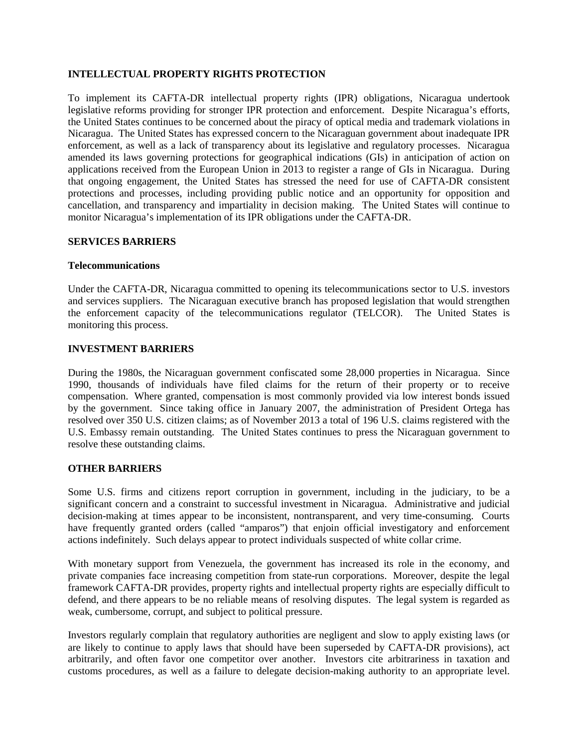## INTELLECTUAL PROPERTY RIGHTS PROTECTION

To implement its CAFTA-DR intellectual property rights (IPR) obligations, Nicaragua undertook legislative reforms providing for stronger IPR protection and enforcement. Despite Nicaragua's efforts, the United States continues to be concerned about the piracy of optical media and trademark violations in Nicaragua. The United States has expressed concern to the Nicaraguan government about inadequate IPR enforcement, as well as a lack of transparency about its legislative and regulatory processes. Nicaragua amended its laws governing protections for geographical indications (GIs) in anticipation of action on applications received from the European Union in 2013 to register a range of GIs in Nicaragua. During that ongoing engagement, the United States has stressed the need for use of CAFTA-DR consistent protections and processes, including providing public notice and an opportunity for opposition and cancellation, and transparency and impartiality in decision making. The United States will continue to monitor Nicaragua's implementation of its IPR obligations under the CAFTA-DR.

## SERVICES BARRIERS

### Telecommunications

Under the CAFTA-DR, Nicaragua committed to opening its telecommunications sector to U.S. investors and services suppliers. The Nicaraguan executive branch has proposed legislation that would strengthen the enforcement capacity of the telecommunications regulator (TELCOR). The United States is monitoring this process.

## INVESTMENT BARRIERS

During the 1980s, the Nicaraguan government confiscated some 28,000 properties in Nicaragua. Since 1990, thousands of individuals have filed claims for the return of their property or to receive compensation. Where granted, compensation is most commonly provided via low interest bonds issued by the government. Since taking office in January 2007, the administration of President Ortega has resolved over 350 U.S. citizen claims; as of November 2013 a total of 196 U.S. claims registered with the U.S. Embassy remain outstanding. The United States continues to press the Nicaraguan government to resolve these outstanding claims.

## OTHER BARRIERS

Some U.S. firms and citizens report corruption in government, including in the judiciary, to be a significant concern and a constraint to successful investment in Nicaragua. Administrative and judicial decision-making at times appear to be inconsistent, nontransparent, and very time-consuming. Courts have frequently granted orders (called "amparos") that enjoin official investigatory and enforcement actions indefinitely. Such delays appear to protect individuals suspected of white collar crime.

With monetary support from Venezuela, the government has increased its role in the economy, and private companies face increasing competition from state-run corporations. Moreover, despite the legal framework CAFTA-DR provides, property rights and intellectual property rights are especially difficult to defend, and there appears to be no reliable means of resolving disputes. The legal system is regarded as weak, cumbersome, corrupt, and subject to political pressure.

Investors regularly complain that regulatory authorities are negligent and slow to apply existing laws (or are likely to continue to apply laws that should have been superseded by CAFTA-DR provisions), act arbitrarily, and often favor one competitor over another. Investors cite arbitrariness in taxation and customs procedures, as well as a failure to delegate decision-making authority to an appropriate level.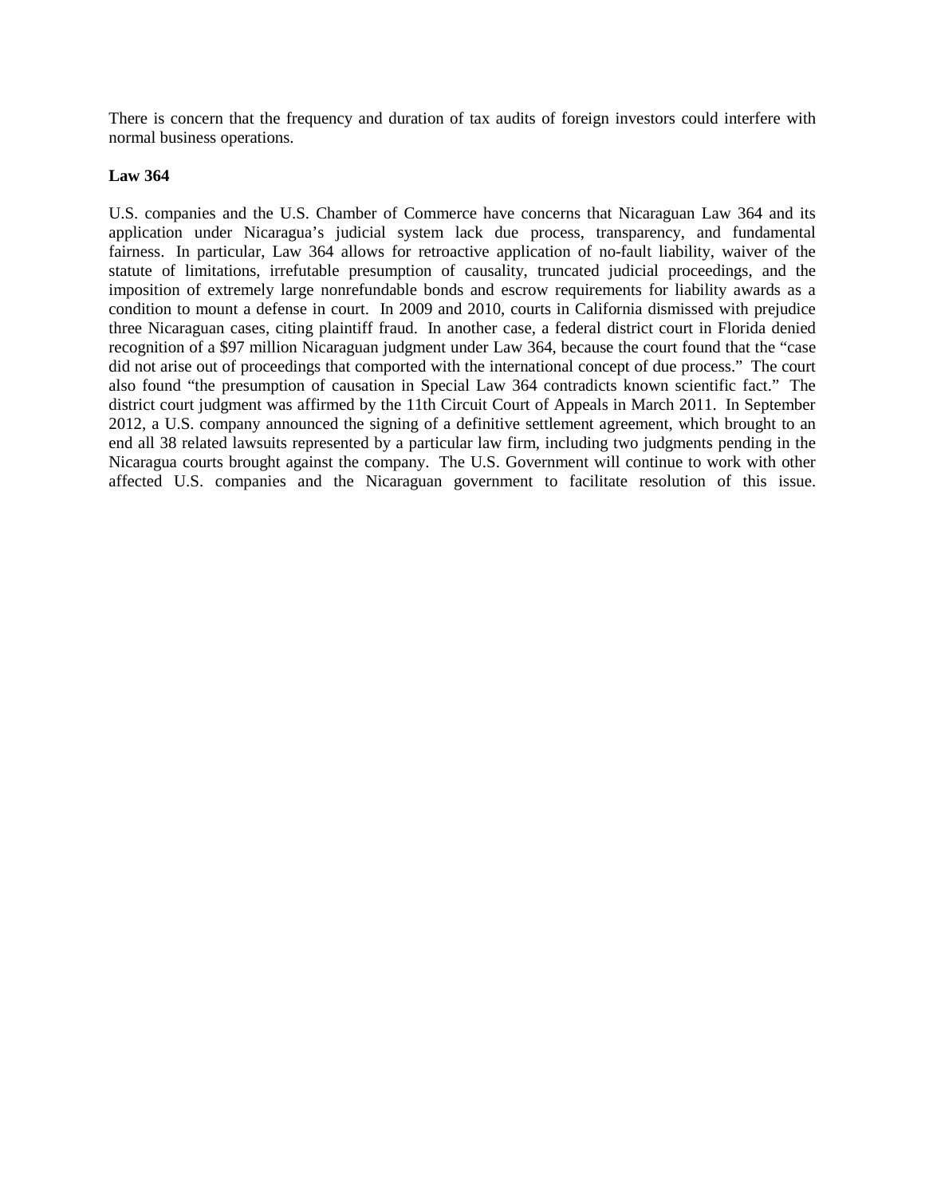There is concern that the frequency and duration of tax audits of foreign investors could interfere with normal business operations.

**Law 364**

U.S. companies and the U.S. Chamber of Commerce have concerns that Nicaraguan Law 364 and its application under Nicaragua's judicial system lack due process, transparency, and fundamental fairness. In particular, Law 364 allows for retroactive application of no-fault liability, waiver of the statute of limitations, irrefutable presumption of causality, truncated judicial proceedings, and the imposition of extremely large nonrefundable bonds and escrow requirements for liability awards as a condition to mount a defense in court. In 2009 and 2010, courts in California dismissed with prejudice three Nicaraguan cases, citing plaintiff fraud. In another case, a federal district court in Florida denied recognition of a $97 million Nicaraguan judgment under Law 364, because the court found that the "case did not arise out of proceedings that comported with the international concept of due process." The court also found "the presumption of causation in Special Law 364 contradicts known scientific fact." The district court judgment was affirmed by the 11th Circuit Court of Appeals in March 2011. In September 2012, a U.S. company announced the signing of a definitive settlement agreement, which brought to an end all 38 related lawsuits represented by a particular law firm, including two judgments pending in the Nicaragua courts brought against the company. The U.S. Government will continue to work with other affected U.S. companies and the Nicaraguan government to facilitate resolution of this issue.